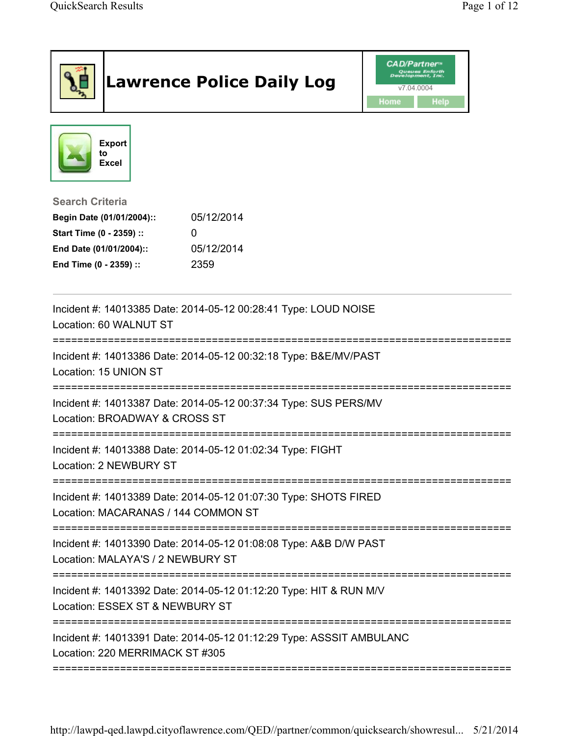# Lawrence Police Daily Log

CAD/Partner™ Queues Enforth Development, Inc.

v7.04.0004

Home Help

Export to Excel

### Search Criteria

| | |
|---|---|
| **Begin Date (01/01/2004)::** | 05/12/2014 |
| **Start Time (0 - 2359) ::** | 0 |
| **End Date (01/01/2004)::** | 05/12/2014 |
| **End Time (0 - 2359) ::** | 2359 |

---

Incident #: 14013385 Date: 2014-05-12 00:28:41 Type: LOUD NOISE
Location: 60 WALNUT ST

===========================================================================

Incident #: 14013386 Date: 2014-05-12 00:32:18 Type: B&E/MV/PAST
Location: 15 UNION ST

===========================================================================

Incident #: 14013387 Date: 2014-05-12 00:37:34 Type: SUS PERS/MV
Location: BROADWAY & CROSS ST

===========================================================================

Incident #: 14013388 Date: 2014-05-12 01:02:34 Type: FIGHT
Location: 2 NEWBURY ST

===========================================================================

Incident #: 14013389 Date: 2014-05-12 01:07:30 Type: SHOTS FIRED
Location: MACARANAS / 144 COMMON ST

===========================================================================

Incident #: 14013390 Date: 2014-05-12 01:08:08 Type: A&B D/W PAST
Location: MALAYA'S / 2 NEWBURY ST

===========================================================================

Incident #: 14013392 Date: 2014-05-12 01:12:20 Type: HIT & RUN M/V
Location: ESSEX ST & NEWBURY ST

===========================================================================

Incident #: 14013391 Date: 2014-05-12 01:12:29 Type: ASSSIT AMBULANC
Location: 220 MERRIMACK ST #305

===========================================================================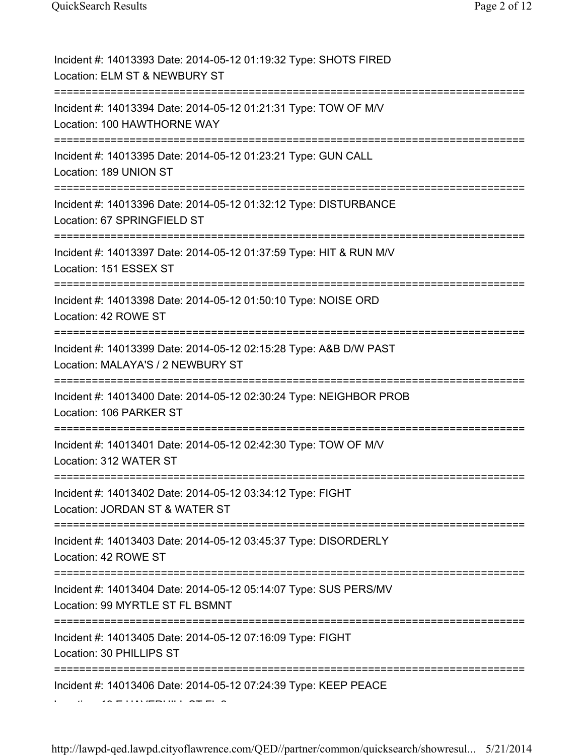Incident #: 14013393 Date: 2014-05-12 01:19:32 Type: SHOTS FIRED
Location: ELM ST & NEWBURY ST
===========================================================================
Incident #: 14013394 Date: 2014-05-12 01:21:31 Type: TOW OF M/V
Location: 100 HAWTHORNE WAY
===========================================================================
Incident #: 14013395 Date: 2014-05-12 01:23:21 Type: GUN CALL
Location: 189 UNION ST
===========================================================================
Incident #: 14013396 Date: 2014-05-12 01:32:12 Type: DISTURBANCE
Location: 67 SPRINGFIELD ST
===========================================================================
Incident #: 14013397 Date: 2014-05-12 01:37:59 Type: HIT & RUN M/V
Location: 151 ESSEX ST
===========================================================================
Incident #: 14013398 Date: 2014-05-12 01:50:10 Type: NOISE ORD
Location: 42 ROWE ST
===========================================================================
Incident #: 14013399 Date: 2014-05-12 02:15:28 Type: A&B D/W PAST
Location: MALAYA'S / 2 NEWBURY ST
===========================================================================
Incident #: 14013400 Date: 2014-05-12 02:30:24 Type: NEIGHBOR PROB
Location: 106 PARKER ST
===========================================================================
Incident #: 14013401 Date: 2014-05-12 02:42:30 Type: TOW OF M/V
Location: 312 WATER ST
===========================================================================
Incident #: 14013402 Date: 2014-05-12 03:34:12 Type: FIGHT
Location: JORDAN ST & WATER ST
===========================================================================
Incident #: 14013403 Date: 2014-05-12 03:45:37 Type: DISORDERLY
Location: 42 ROWE ST
===========================================================================
Incident #: 14013404 Date: 2014-05-12 05:14:07 Type: SUS PERS/MV
Location: 99 MYRTLE ST FL BSMNT
===========================================================================
Incident #: 14013405 Date: 2014-05-12 07:16:09 Type: FIGHT
Location: 30 PHILLIPS ST
===========================================================================
Incident #: 14013406 Date: 2014-05-12 07:24:39 Type: KEEP PEACE
Location: 10 E HAVERHILL ST FL 2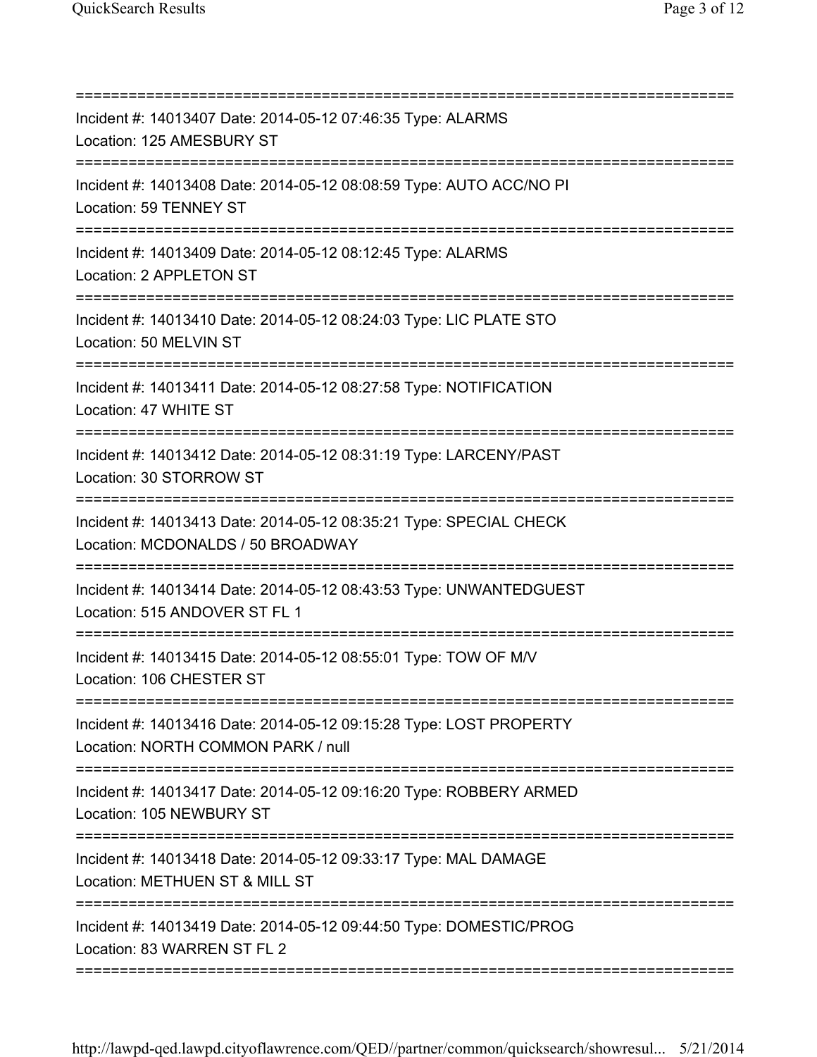===========================================================================
Incident #: 14013407 Date: 2014-05-12 07:46:35 Type: ALARMS
Location: 125 AMESBURY ST
===========================================================================
Incident #: 14013408 Date: 2014-05-12 08:08:59 Type: AUTO ACC/NO PI
Location: 59 TENNEY ST
===========================================================================
Incident #: 14013409 Date: 2014-05-12 08:12:45 Type: ALARMS
Location: 2 APPLETON ST
===========================================================================
Incident #: 14013410 Date: 2014-05-12 08:24:03 Type: LIC PLATE STO
Location: 50 MELVIN ST
===========================================================================
Incident #: 14013411 Date: 2014-05-12 08:27:58 Type: NOTIFICATION
Location: 47 WHITE ST
===========================================================================
Incident #: 14013412 Date: 2014-05-12 08:31:19 Type: LARCENY/PAST
Location: 30 STORROW ST
===========================================================================
Incident #: 14013413 Date: 2014-05-12 08:35:21 Type: SPECIAL CHECK
Location: MCDONALDS / 50 BROADWAY
===========================================================================
Incident #: 14013414 Date: 2014-05-12 08:43:53 Type: UNWANTEDGUEST
Location: 515 ANDOVER ST FL 1
===========================================================================
Incident #: 14013415 Date: 2014-05-12 08:55:01 Type: TOW OF M/V
Location: 106 CHESTER ST
===========================================================================
Incident #: 14013416 Date: 2014-05-12 09:15:28 Type: LOST PROPERTY
Location: NORTH COMMON PARK / null
===========================================================================
Incident #: 14013417 Date: 2014-05-12 09:16:20 Type: ROBBERY ARMED
Location: 105 NEWBURY ST
===========================================================================
Incident #: 14013418 Date: 2014-05-12 09:33:17 Type: MAL DAMAGE
Location: METHUEN ST & MILL ST
===========================================================================
Incident #: 14013419 Date: 2014-05-12 09:44:50 Type: DOMESTIC/PROG
Location: 83 WARREN ST FL 2
===========================================================================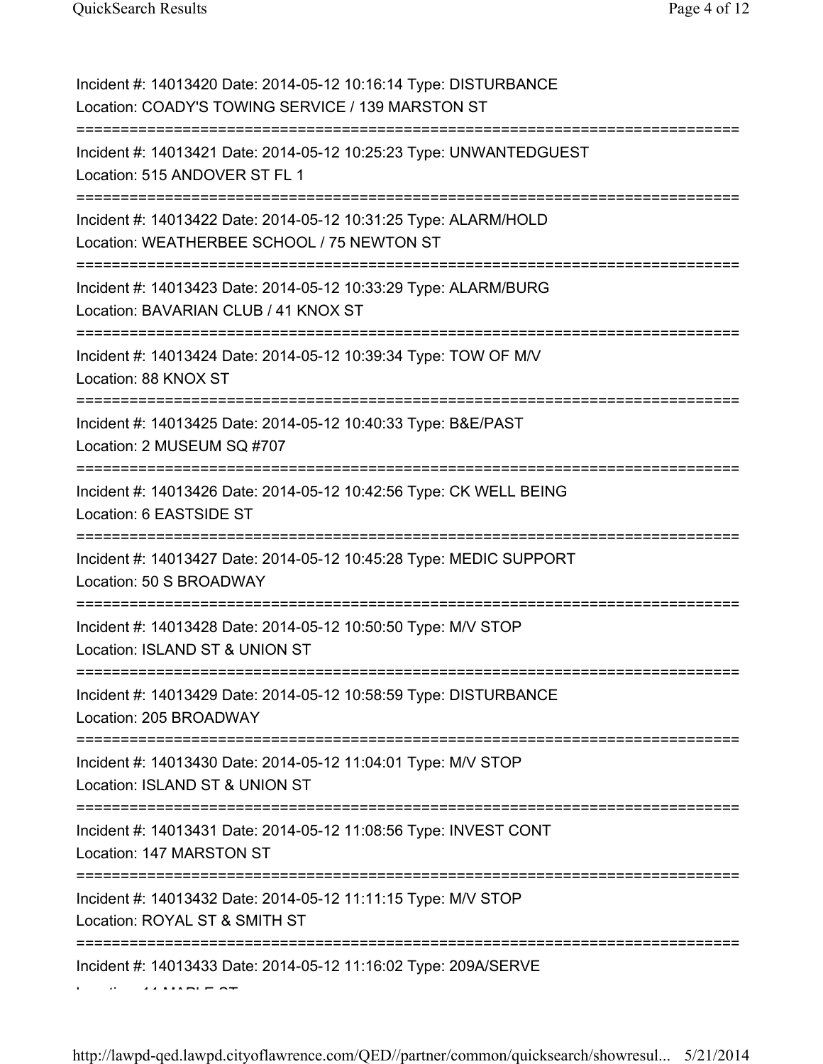Incident #: 14013420 Date: 2014-05-12 10:16:14 Type: DISTURBANCE
Location: COADY'S TOWING SERVICE / 139 MARSTON ST

===========================================================================

Incident #: 14013421 Date: 2014-05-12 10:25:23 Type: UNWANTEDGUEST
Location: 515 ANDOVER ST FL 1

===========================================================================

Incident #: 14013422 Date: 2014-05-12 10:31:25 Type: ALARM/HOLD
Location: WEATHERBEE SCHOOL / 75 NEWTON ST

===========================================================================

Incident #: 14013423 Date: 2014-05-12 10:33:29 Type: ALARM/BURG
Location: BAVARIAN CLUB / 41 KNOX ST

===========================================================================

Incident #: 14013424 Date: 2014-05-12 10:39:34 Type: TOW OF M/V
Location: 88 KNOX ST

===========================================================================

Incident #: 14013425 Date: 2014-05-12 10:40:33 Type: B&E/PAST
Location: 2 MUSEUM SQ #707

===========================================================================

Incident #: 14013426 Date: 2014-05-12 10:42:56 Type: CK WELL BEING
Location: 6 EASTSIDE ST

===========================================================================

Incident #: 14013427 Date: 2014-05-12 10:45:28 Type: MEDIC SUPPORT
Location: 50 S BROADWAY

===========================================================================

Incident #: 14013428 Date: 2014-05-12 10:50:50 Type: M/V STOP
Location: ISLAND ST & UNION ST

===========================================================================

Incident #: 14013429 Date: 2014-05-12 10:58:59 Type: DISTURBANCE
Location: 205 BROADWAY

===========================================================================

Incident #: 14013430 Date: 2014-05-12 11:04:01 Type: M/V STOP
Location: ISLAND ST & UNION ST

===========================================================================

Incident #: 14013431 Date: 2014-05-12 11:08:56 Type: INVEST CONT
Location: 147 MARSTON ST

===========================================================================

Incident #: 14013432 Date: 2014-05-12 11:11:15 Type: M/V STOP
Location: ROYAL ST & SMITH ST

===========================================================================

Incident #: 14013433 Date: 2014-05-12 11:16:02 Type: 209A/SERVE
Location: 11 MAPLE ST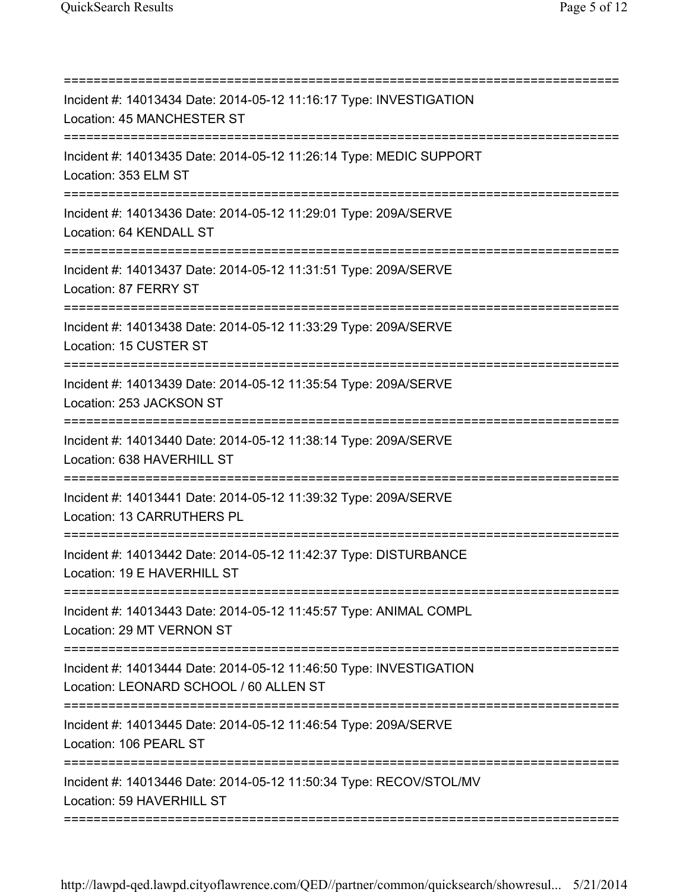===========================================================================

Incident #: 14013434 Date: 2014-05-12 11:16:17 Type: INVESTIGATION

Location: 45 MANCHESTER ST

===========================================================================

Incident #: 14013435 Date: 2014-05-12 11:26:14 Type: MEDIC SUPPORT

Location: 353 ELM ST

===========================================================================

Incident #: 14013436 Date: 2014-05-12 11:29:01 Type: 209A/SERVE

Location: 64 KENDALL ST

===========================================================================

Incident #: 14013437 Date: 2014-05-12 11:31:51 Type: 209A/SERVE

Location: 87 FERRY ST

===========================================================================

Incident #: 14013438 Date: 2014-05-12 11:33:29 Type: 209A/SERVE

Location: 15 CUSTER ST

===========================================================================

Incident #: 14013439 Date: 2014-05-12 11:35:54 Type: 209A/SERVE

Location: 253 JACKSON ST

===========================================================================

Incident #: 14013440 Date: 2014-05-12 11:38:14 Type: 209A/SERVE

Location: 638 HAVERHILL ST

===========================================================================

Incident #: 14013441 Date: 2014-05-12 11:39:32 Type: 209A/SERVE

Location: 13 CARRUTHERS PL

===========================================================================

Incident #: 14013442 Date: 2014-05-12 11:42:37 Type: DISTURBANCE

Location: 19 E HAVERHILL ST

===========================================================================

Incident #: 14013443 Date: 2014-05-12 11:45:57 Type: ANIMAL COMPL

Location: 29 MT VERNON ST

===========================================================================

Incident #: 14013444 Date: 2014-05-12 11:46:50 Type: INVESTIGATION

Location: LEONARD SCHOOL / 60 ALLEN ST

===========================================================================

Incident #: 14013445 Date: 2014-05-12 11:46:54 Type: 209A/SERVE

Location: 106 PEARL ST

===========================================================================

Incident #: 14013446 Date: 2014-05-12 11:50:34 Type: RECOV/STOL/MV

Location: 59 HAVERHILL ST

===========================================================================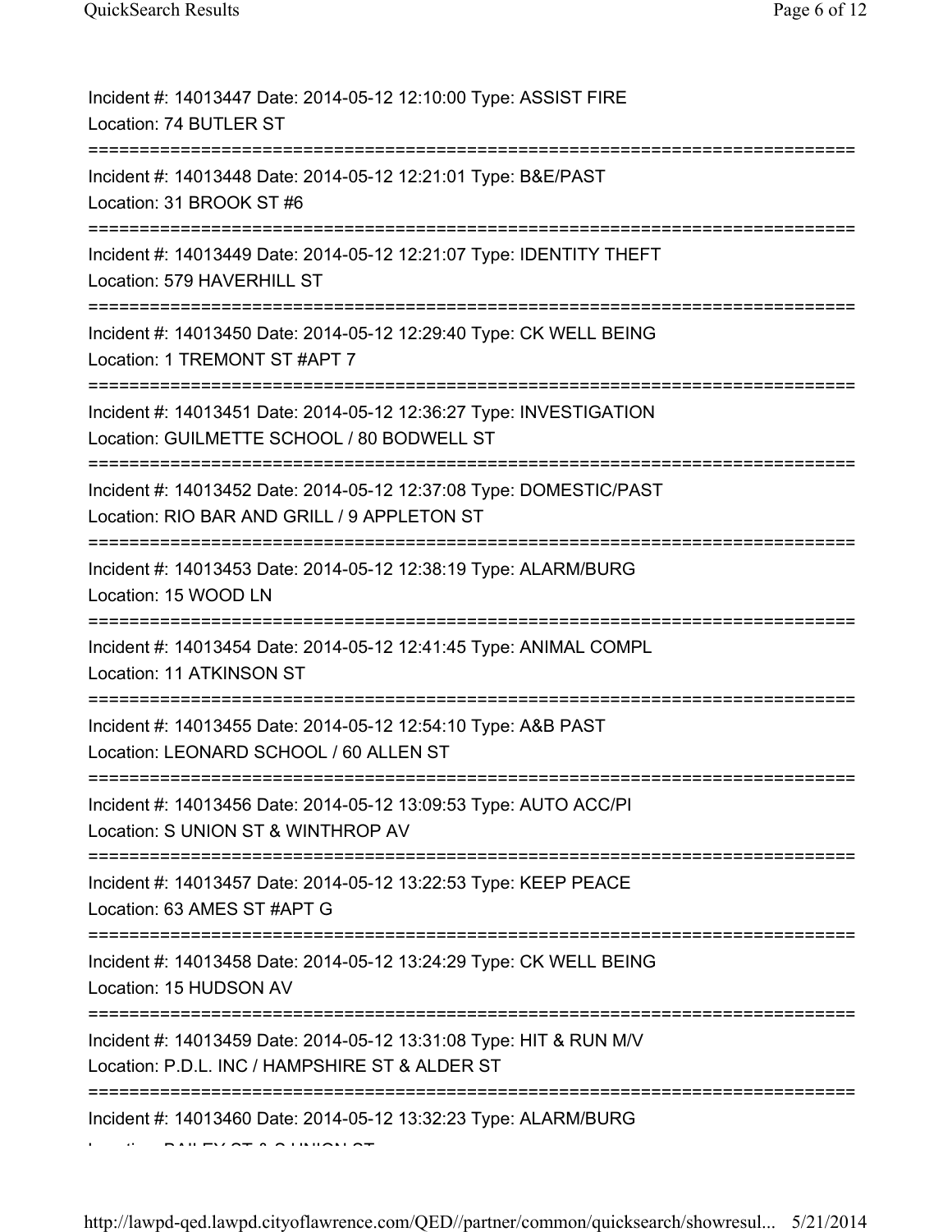Incident #: 14013447 Date: 2014-05-12 12:10:00 Type: ASSIST FIRE
Location: 74 BUTLER ST

===========================================================================

Incident #: 14013448 Date: 2014-05-12 12:21:01 Type: B&E/PAST
Location: 31 BROOK ST #6

===========================================================================

Incident #: 14013449 Date: 2014-05-12 12:21:07 Type: IDENTITY THEFT
Location: 579 HAVERHILL ST

===========================================================================

Incident #: 14013450 Date: 2014-05-12 12:29:40 Type: CK WELL BEING
Location: 1 TREMONT ST #APT 7

===========================================================================

Incident #: 14013451 Date: 2014-05-12 12:36:27 Type: INVESTIGATION
Location: GUILMETTE SCHOOL / 80 BODWELL ST

===========================================================================

Incident #: 14013452 Date: 2014-05-12 12:37:08 Type: DOMESTIC/PAST
Location: RIO BAR AND GRILL / 9 APPLETON ST

===========================================================================

Incident #: 14013453 Date: 2014-05-12 12:38:19 Type: ALARM/BURG
Location: 15 WOOD LN

===========================================================================

Incident #: 14013454 Date: 2014-05-12 12:41:45 Type: ANIMAL COMPL
Location: 11 ATKINSON ST

===========================================================================

Incident #: 14013455 Date: 2014-05-12 12:54:10 Type: A&B PAST
Location: LEONARD SCHOOL / 60 ALLEN ST

===========================================================================

Incident #: 14013456 Date: 2014-05-12 13:09:53 Type: AUTO ACC/PI
Location: S UNION ST & WINTHROP AV

===========================================================================

Incident #: 14013457 Date: 2014-05-12 13:22:53 Type: KEEP PEACE
Location: 63 AMES ST #APT G

===========================================================================

Incident #: 14013458 Date: 2014-05-12 13:24:29 Type: CK WELL BEING
Location: 15 HUDSON AV

===========================================================================

Incident #: 14013459 Date: 2014-05-12 13:31:08 Type: HIT & RUN M/V
Location: P.D.L. INC / HAMPSHIRE ST & ALDER ST

===========================================================================

Incident #: 14013460 Date: 2014-05-12 13:32:23 Type: ALARM/BURG
Location: BAILEY ST & S UNION ST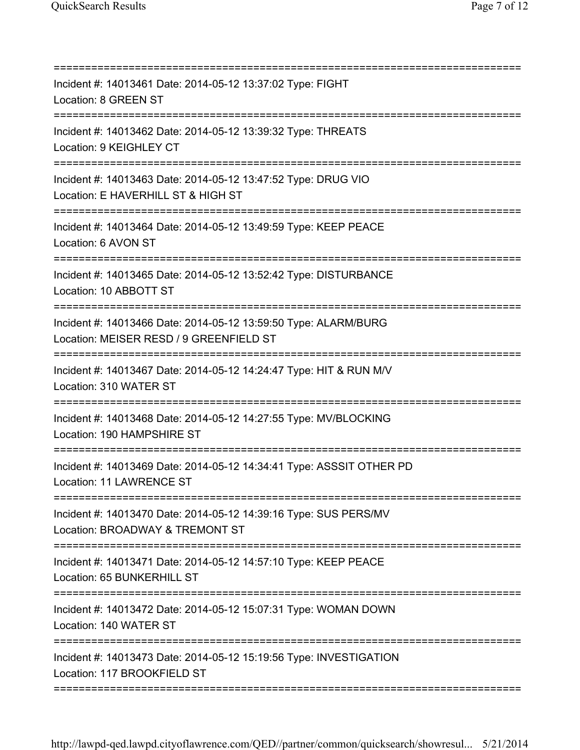===========================================================================

Incident #: 14013461 Date: 2014-05-12 13:37:02 Type: FIGHT
Location: 8 GREEN ST

===========================================================================

Incident #: 14013462 Date: 2014-05-12 13:39:32 Type: THREATS
Location: 9 KEIGHLEY CT

===========================================================================

Incident #: 14013463 Date: 2014-05-12 13:47:52 Type: DRUG VIO
Location: E HAVERHILL ST & HIGH ST

===========================================================================

Incident #: 14013464 Date: 2014-05-12 13:49:59 Type: KEEP PEACE
Location: 6 AVON ST

===========================================================================

Incident #: 14013465 Date: 2014-05-12 13:52:42 Type: DISTURBANCE
Location: 10 ABBOTT ST

===========================================================================

Incident #: 14013466 Date: 2014-05-12 13:59:50 Type: ALARM/BURG
Location: MEISER RESD / 9 GREENFIELD ST

===========================================================================

Incident #: 14013467 Date: 2014-05-12 14:24:47 Type: HIT & RUN M/V
Location: 310 WATER ST

===========================================================================

Incident #: 14013468 Date: 2014-05-12 14:27:55 Type: MV/BLOCKING
Location: 190 HAMPSHIRE ST

===========================================================================

Incident #: 14013469 Date: 2014-05-12 14:34:41 Type: ASSSIT OTHER PD
Location: 11 LAWRENCE ST

===========================================================================

Incident #: 14013470 Date: 2014-05-12 14:39:16 Type: SUS PERS/MV
Location: BROADWAY & TREMONT ST

===========================================================================

Incident #: 14013471 Date: 2014-05-12 14:57:10 Type: KEEP PEACE
Location: 65 BUNKERHILL ST

===========================================================================

Incident #: 14013472 Date: 2014-05-12 15:07:31 Type: WOMAN DOWN
Location: 140 WATER ST

===========================================================================

Incident #: 14013473 Date: 2014-05-12 15:19:56 Type: INVESTIGATION
Location: 117 BROOKFIELD ST

===========================================================================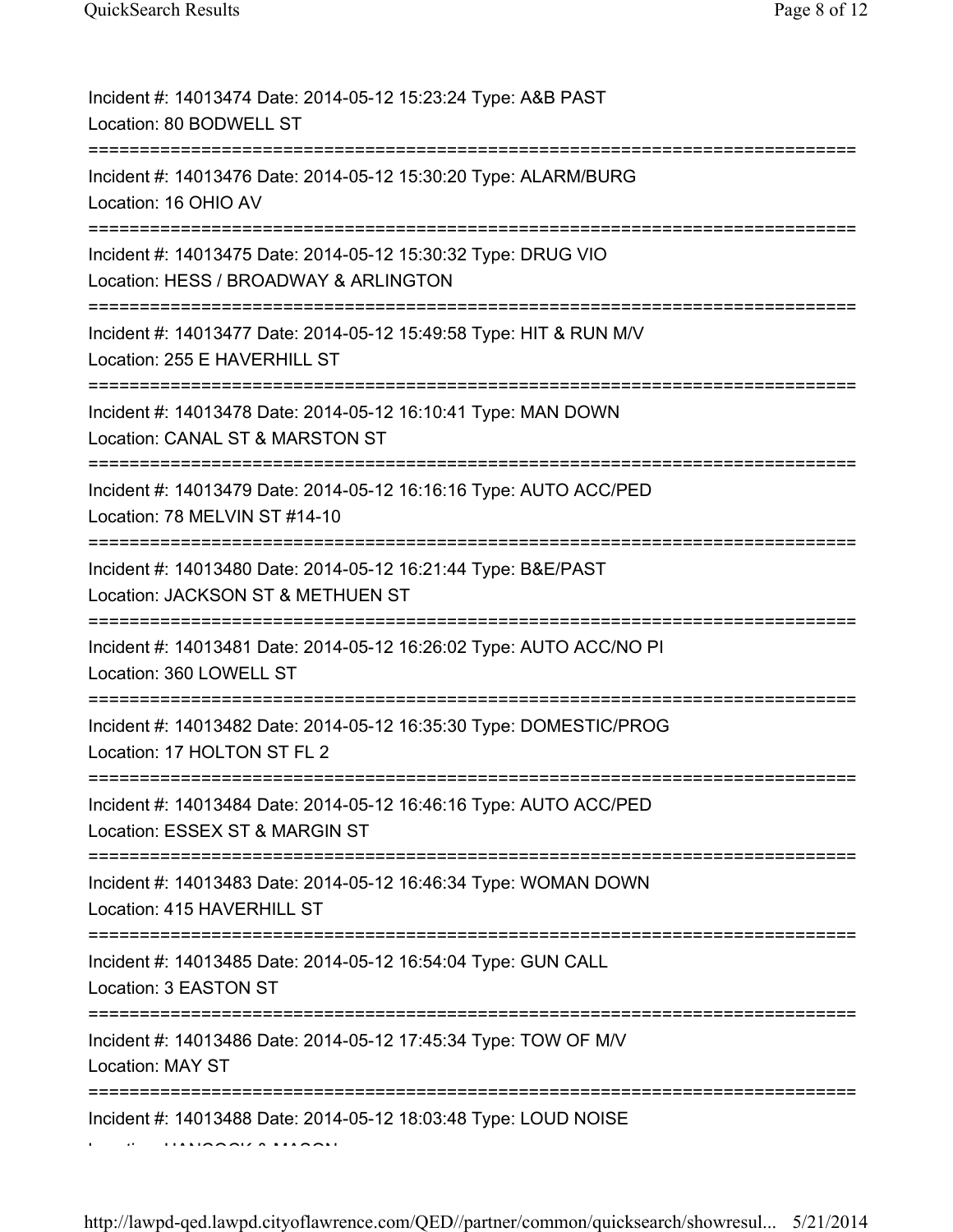Incident #: 14013474 Date: 2014-05-12 15:23:24 Type: A&B PAST
Location: 80 BODWELL ST

===========================================================================

Incident #: 14013476 Date: 2014-05-12 15:30:20 Type: ALARM/BURG
Location: 16 OHIO AV

===========================================================================

Incident #: 14013475 Date: 2014-05-12 15:30:32 Type: DRUG VIO
Location: HESS / BROADWAY & ARLINGTON

===========================================================================

Incident #: 14013477 Date: 2014-05-12 15:49:58 Type: HIT & RUN M/V
Location: 255 E HAVERHILL ST

===========================================================================

Incident #: 14013478 Date: 2014-05-12 16:10:41 Type: MAN DOWN
Location: CANAL ST & MARSTON ST

===========================================================================

Incident #: 14013479 Date: 2014-05-12 16:16:16 Type: AUTO ACC/PED
Location: 78 MELVIN ST #14-10

===========================================================================

Incident #: 14013480 Date: 2014-05-12 16:21:44 Type: B&E/PAST
Location: JACKSON ST & METHUEN ST

===========================================================================

Incident #: 14013481 Date: 2014-05-12 16:26:02 Type: AUTO ACC/NO PI
Location: 360 LOWELL ST

===========================================================================

Incident #: 14013482 Date: 2014-05-12 16:35:30 Type: DOMESTIC/PROG
Location: 17 HOLTON ST FL 2

===========================================================================

Incident #: 14013484 Date: 2014-05-12 16:46:16 Type: AUTO ACC/PED
Location: ESSEX ST & MARGIN ST

===========================================================================

Incident #: 14013483 Date: 2014-05-12 16:46:34 Type: WOMAN DOWN
Location: 415 HAVERHILL ST

===========================================================================

Incident #: 14013485 Date: 2014-05-12 16:54:04 Type: GUN CALL
Location: 3 EASTON ST

===========================================================================

Incident #: 14013486 Date: 2014-05-12 17:45:34 Type: TOW OF M/V
Location: MAY ST

===========================================================================

Incident #: 14013488 Date: 2014-05-12 18:03:48 Type: LOUD NOISE
Location: HANCOCK & MASON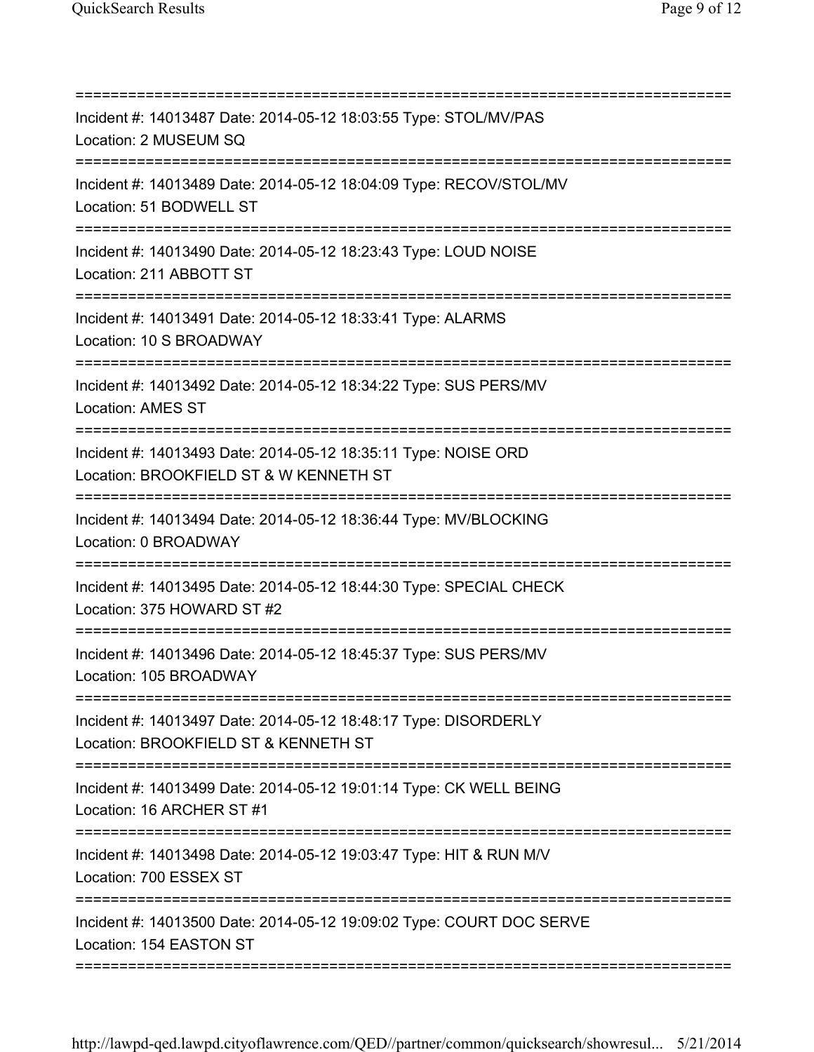===========================================================================

Incident #: 14013487 Date: 2014-05-12 18:03:55 Type: STOL/MV/PAS
Location: 2 MUSEUM SQ

===========================================================================

Incident #: 14013489 Date: 2014-05-12 18:04:09 Type: RECOV/STOL/MV
Location: 51 BODWELL ST

===========================================================================

Incident #: 14013490 Date: 2014-05-12 18:23:43 Type: LOUD NOISE
Location: 211 ABBOTT ST

===========================================================================

Incident #: 14013491 Date: 2014-05-12 18:33:41 Type: ALARMS
Location: 10 S BROADWAY

===========================================================================

Incident #: 14013492 Date: 2014-05-12 18:34:22 Type: SUS PERS/MV
Location: AMES ST

===========================================================================

Incident #: 14013493 Date: 2014-05-12 18:35:11 Type: NOISE ORD
Location: BROOKFIELD ST & W KENNETH ST

===========================================================================

Incident #: 14013494 Date: 2014-05-12 18:36:44 Type: MV/BLOCKING
Location: 0 BROADWAY

===========================================================================

Incident #: 14013495 Date: 2014-05-12 18:44:30 Type: SPECIAL CHECK
Location: 375 HOWARD ST #2

===========================================================================

Incident #: 14013496 Date: 2014-05-12 18:45:37 Type: SUS PERS/MV
Location: 105 BROADWAY

===========================================================================

Incident #: 14013497 Date: 2014-05-12 18:48:17 Type: DISORDERLY
Location: BROOKFIELD ST & KENNETH ST

===========================================================================

Incident #: 14013499 Date: 2014-05-12 19:01:14 Type: CK WELL BEING
Location: 16 ARCHER ST #1

===========================================================================

Incident #: 14013498 Date: 2014-05-12 19:03:47 Type: HIT & RUN M/V
Location: 700 ESSEX ST

===========================================================================

Incident #: 14013500 Date: 2014-05-12 19:09:02 Type: COURT DOC SERVE
Location: 154 EASTON ST

===========================================================================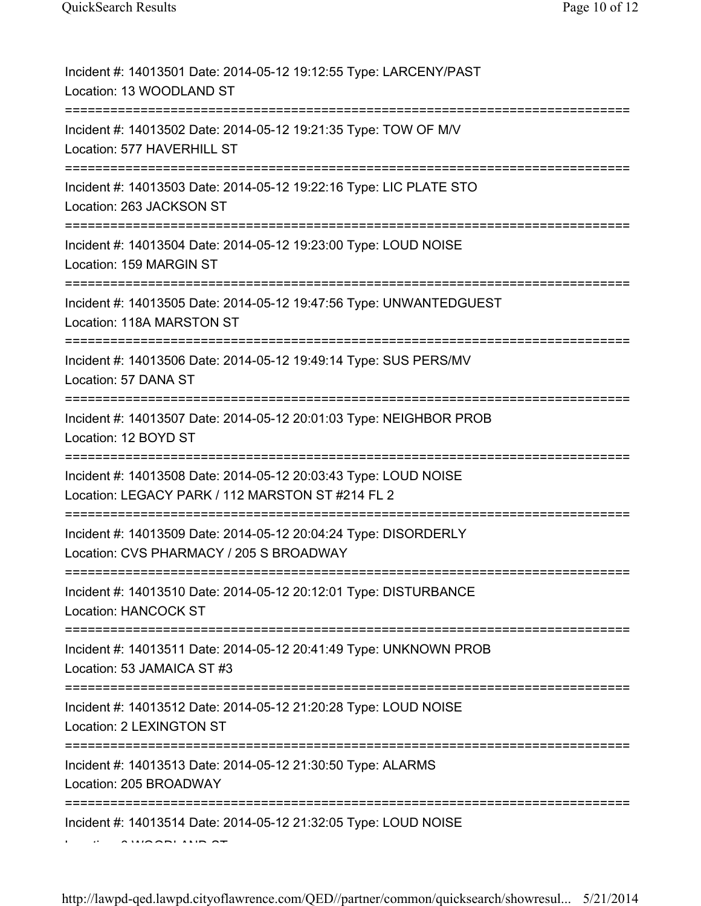Incident #: 14013501 Date: 2014-05-12 19:12:55 Type: LARCENY/PAST
Location: 13 WOODLAND ST

===========================================================================

Incident #: 14013502 Date: 2014-05-12 19:21:35 Type: TOW OF M/V
Location: 577 HAVERHILL ST

===========================================================================

Incident #: 14013503 Date: 2014-05-12 19:22:16 Type: LIC PLATE STO
Location: 263 JACKSON ST

===========================================================================

Incident #: 14013504 Date: 2014-05-12 19:23:00 Type: LOUD NOISE
Location: 159 MARGIN ST

===========================================================================

Incident #: 14013505 Date: 2014-05-12 19:47:56 Type: UNWANTEDGUEST
Location: 118A MARSTON ST

===========================================================================

Incident #: 14013506 Date: 2014-05-12 19:49:14 Type: SUS PERS/MV
Location: 57 DANA ST

===========================================================================

Incident #: 14013507 Date: 2014-05-12 20:01:03 Type: NEIGHBOR PROB
Location: 12 BOYD ST

===========================================================================

Incident #: 14013508 Date: 2014-05-12 20:03:43 Type: LOUD NOISE
Location: LEGACY PARK / 112 MARSTON ST #214 FL 2

===========================================================================

Incident #: 14013509 Date: 2014-05-12 20:04:24 Type: DISORDERLY
Location: CVS PHARMACY / 205 S BROADWAY

===========================================================================

Incident #: 14013510 Date: 2014-05-12 20:12:01 Type: DISTURBANCE
Location: HANCOCK ST

===========================================================================

Incident #: 14013511 Date: 2014-05-12 20:41:49 Type: UNKNOWN PROB
Location: 53 JAMAICA ST #3

===========================================================================

Incident #: 14013512 Date: 2014-05-12 21:20:28 Type: LOUD NOISE
Location: 2 LEXINGTON ST

===========================================================================

Incident #: 14013513 Date: 2014-05-12 21:30:50 Type: ALARMS
Location: 205 BROADWAY

===========================================================================

Incident #: 14013514 Date: 2014-05-12 21:32:05 Type: LOUD NOISE
Location: 8 WOODLAND ST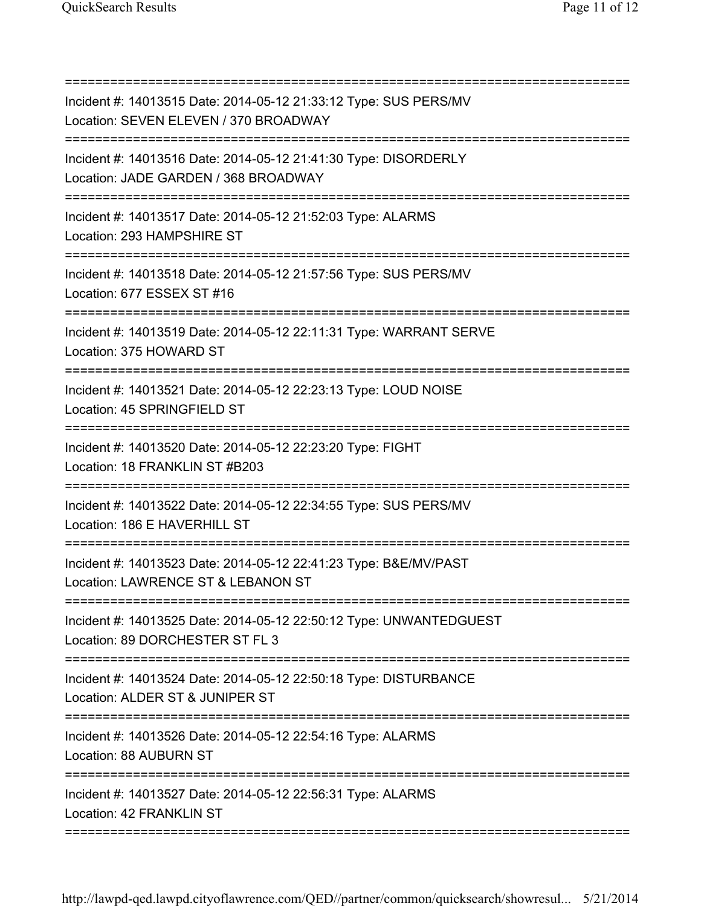===========================================================================
Incident #: 14013515 Date: 2014-05-12 21:33:12 Type: SUS PERS/MV
Location: SEVEN ELEVEN / 370 BROADWAY
===========================================================================
Incident #: 14013516 Date: 2014-05-12 21:41:30 Type: DISORDERLY
Location: JADE GARDEN / 368 BROADWAY
===========================================================================
Incident #: 14013517 Date: 2014-05-12 21:52:03 Type: ALARMS
Location: 293 HAMPSHIRE ST
===========================================================================
Incident #: 14013518 Date: 2014-05-12 21:57:56 Type: SUS PERS/MV
Location: 677 ESSEX ST #16
===========================================================================
Incident #: 14013519 Date: 2014-05-12 22:11:31 Type: WARRANT SERVE
Location: 375 HOWARD ST
===========================================================================
Incident #: 14013521 Date: 2014-05-12 22:23:13 Type: LOUD NOISE
Location: 45 SPRINGFIELD ST
===========================================================================
Incident #: 14013520 Date: 2014-05-12 22:23:20 Type: FIGHT
Location: 18 FRANKLIN ST #B203
===========================================================================
Incident #: 14013522 Date: 2014-05-12 22:34:55 Type: SUS PERS/MV
Location: 186 E HAVERHILL ST
===========================================================================
Incident #: 14013523 Date: 2014-05-12 22:41:23 Type: B&E/MV/PAST
Location: LAWRENCE ST & LEBANON ST
===========================================================================
Incident #: 14013525 Date: 2014-05-12 22:50:12 Type: UNWANTEDGUEST
Location: 89 DORCHESTER ST FL 3
===========================================================================
Incident #: 14013524 Date: 2014-05-12 22:50:18 Type: DISTURBANCE
Location: ALDER ST & JUNIPER ST
===========================================================================
Incident #: 14013526 Date: 2014-05-12 22:54:16 Type: ALARMS
Location: 88 AUBURN ST
===========================================================================
Incident #: 14013527 Date: 2014-05-12 22:56:31 Type: ALARMS
Location: 42 FRANKLIN ST
===========================================================================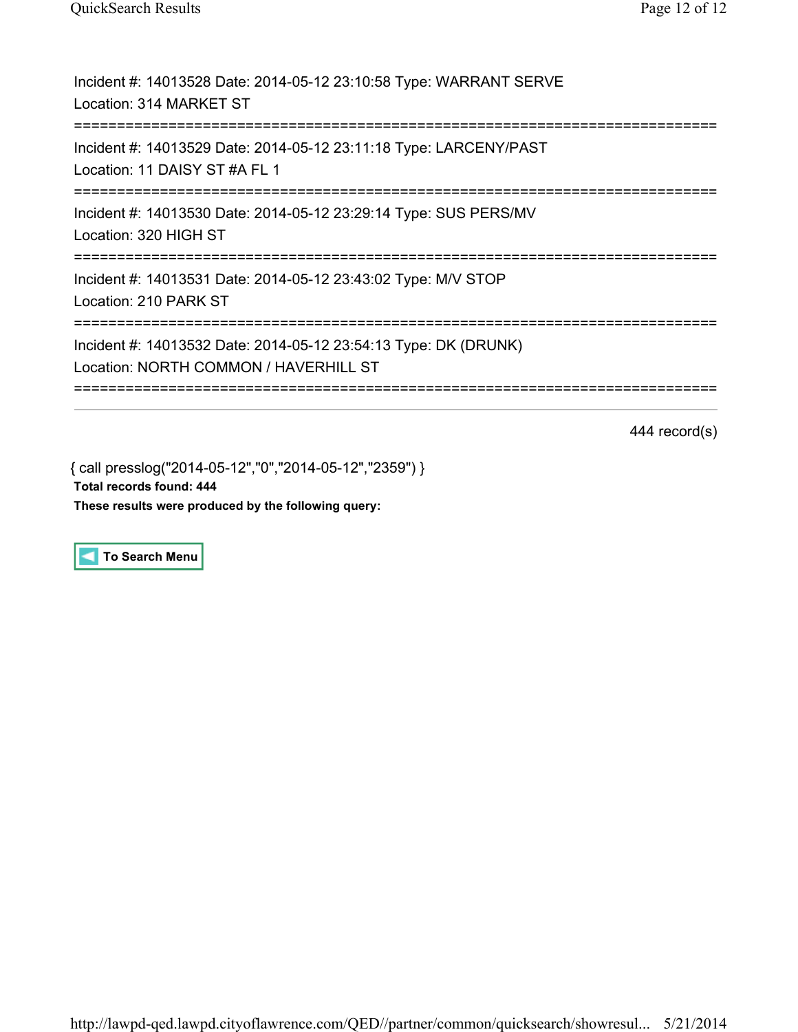Incident #: 14013528 Date: 2014-05-12 23:10:58 Type: WARRANT SERVE
Location: 314 MARKET ST

===========================================================================

Incident #: 14013529 Date: 2014-05-12 23:11:18 Type: LARCENY/PAST
Location: 11 DAISY ST #A FL 1

===========================================================================

Incident #: 14013530 Date: 2014-05-12 23:29:14 Type: SUS PERS/MV
Location: 320 HIGH ST

===========================================================================

Incident #: 14013531 Date: 2014-05-12 23:43:02 Type: M/V STOP
Location: 210 PARK ST

===========================================================================

Incident #: 14013532 Date: 2014-05-12 23:54:13 Type: DK (DRUNK)
Location: NORTH COMMON / HAVERHILL ST

===========================================================================

444 record(s)

{ call presslog("2014-05-12","0","2014-05-12","2359") }

**Total records found: 444**

**These results were produced by the following query:**

**To Search Menu**